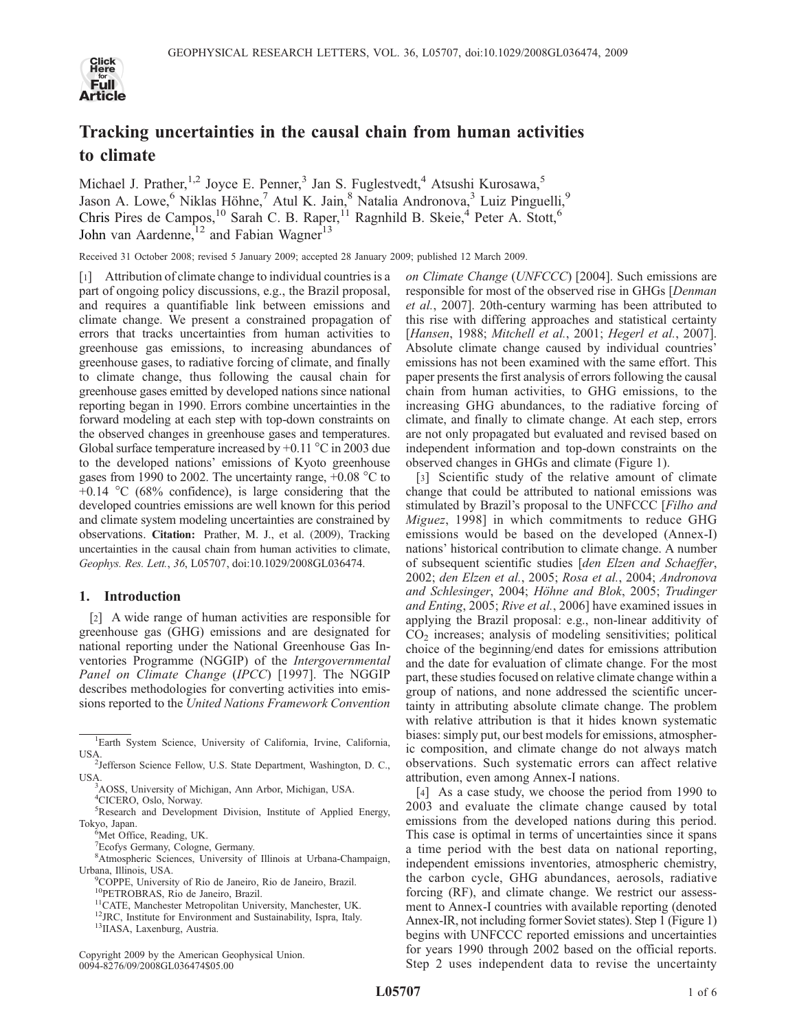# Tracking uncertainties in the causal chain from human activities to climate

Michael J. Prather,[1,2] Joyce E. Penner,[3] Jan S. Fuglestvedt,[4] Atsushi Kurosawa,[5] Jason A. Lowe,[6] Niklas Höhne,[7] Atul K. Jain,[8] Natalia Andronova,[3] Luiz Pinguelli,[9] Chris Pires de Campos,[10] Sarah C. B. Raper,[11] Ragnhild B. Skeie,[4] Peter A. Stott,[6] John van Aardenne,[12] and Fabian Wagner[13]

Received 31 October 2008; revised 5 January 2009; accepted 28 January 2009; published 12 March 2009.

[1] Attribution of climate change to individual countries is a part of ongoing policy discussions, e.g., the Brazil proposal, and requires a quantifiable link between emissions and climate change. We present a constrained propagation of errors that tracks uncertainties from human activities to greenhouse gas emissions, to increasing abundances of greenhouse gases, to radiative forcing of climate, and finally to climate change, thus following the causal chain for greenhouse gases emitted by developed nations since national reporting began in 1990. Errors combine uncertainties in the forward modeling at each step with top-down constraints on the observed changes in greenhouse gases and temperatures. Global surface temperature increased by +0.11 °C in 2003 due to the developed nations' emissions of Kyoto greenhouse gases from 1990 to 2002. The uncertainty range, +0.08 °C to +0.14 °C (68% confidence), is large considering that the developed countries emissions are well known for this period and climate system modeling uncertainties are constrained by observations. **Citation:** Prather, M. J., et al. (2009), Tracking uncertainties in the causal chain from human activities to climate, *Geophys. Res. Lett.*, *36*, L05707, doi:10.1029/2008GL036474.

## 1. Introduction

[2] A wide range of human activities are responsible for greenhouse gas (GHG) emissions and are designated for national reporting under the National Greenhouse Gas Inventories Programme (NGGIP) of the *Intergovernmental Panel on Climate Change* (*IPCC*) [1997]. The NGGIP describes methodologies for converting activities into emissions reported to the *United Nations Framework Convention on Climate Change* (*UNFCCC*) [2004]. Such emissions are responsible for most of the observed rise in GHGs [*Denman et al.*, 2007]. 20th-century warming has been attributed to this rise with differing approaches and statistical certainty [*Hansen*, 1988; *Mitchell et al.*, 2001; *Hegerl et al.*, 2007]. Absolute climate change caused by individual countries' emissions has not been examined with the same effort. This paper presents the first analysis of errors following the causal chain from human activities, to GHG emissions, to the increasing GHG abundances, to the radiative forcing of climate, and finally to climate change. At each step, errors are not only propagated but evaluated and revised based on independent information and top-down constraints on the observed changes in GHGs and climate (Figure 1).

[3] Scientific study of the relative amount of climate change that could be attributed to national emissions was stimulated by Brazil's proposal to the UNFCCC [*Filho and Miguez*, 1998] in which commitments to reduce GHG emissions would be based on the developed (Annex-I) nations' historical contribution to climate change. A number of subsequent scientific studies [*den Elzen and Schaeffer*, 2002; *den Elzen et al.*, 2005; *Rosa et al.*, 2004; *Andronova and Schlesinger*, 2004; *Höhne and Blok*, 2005; *Trudinger and Enting*, 2005; *Rive et al.*, 2006] have examined issues in applying the Brazil proposal: e.g., non-linear additivity of $CO_2$ increases; analysis of modeling sensitivities; political choice of the beginning/end dates for emissions attribution and the date for evaluation of climate change. For the most part, these studies focused on relative climate change within a group of nations, and none addressed the scientific uncertainty in attributing absolute climate change. The problem with relative attribution is that it hides known systematic biases: simply put, our best models for emissions, atmospheric composition, and climate change do not always match observations. Such systematic errors can affect relative attribution, even among Annex-I nations.

[4] As a case study, we choose the period from 1990 to 2003 and evaluate the climate change caused by total emissions from the developed nations during this period. This case is optimal in terms of uncertainties since it spans a time period with the best data on national reporting, independent emissions inventories, atmospheric chemistry, the carbon cycle, GHG abundances, aerosols, radiative forcing (RF), and climate change. We restrict our assessment to Annex-I countries with available reporting (denoted Annex-IR, not including former Soviet states). Step 1 (Figure 1) begins with UNFCCC reported emissions and uncertainties for years 1990 through 2002 based on the official reports. Step 2 uses independent data to revise the uncertainty

---

[1]Earth System Science, University of California, Irvine, California, USA.
[2]Jefferson Science Fellow, U.S. State Department, Washington, D. C., USA.
[3]AOSS, University of Michigan, Ann Arbor, Michigan, USA.
[4]CICERO, Oslo, Norway.
[5]Research and Development Division, Institute of Applied Energy, Tokyo, Japan.
[6]Met Office, Reading, UK.
[7]Ecofys Germany, Cologne, Germany.
[8]Atmospheric Sciences, University of Illinois at Urbana-Champaign, Urbana, Illinois, USA.
[9]COPPE, University of Rio de Janeiro, Rio de Janeiro, Brazil.
[10]PETROBRAS, Rio de Janeiro, Brazil.
[11]CATE, Manchester Metropolitan University, Manchester, UK.
[12]JRC, Institute for Environment and Sustainability, Ispra, Italy.
[13]IIASA, Laxenburg, Austria.

Copyright 2009 by the American Geophysical Union.
0094-8276/09/2008GL036474$05.00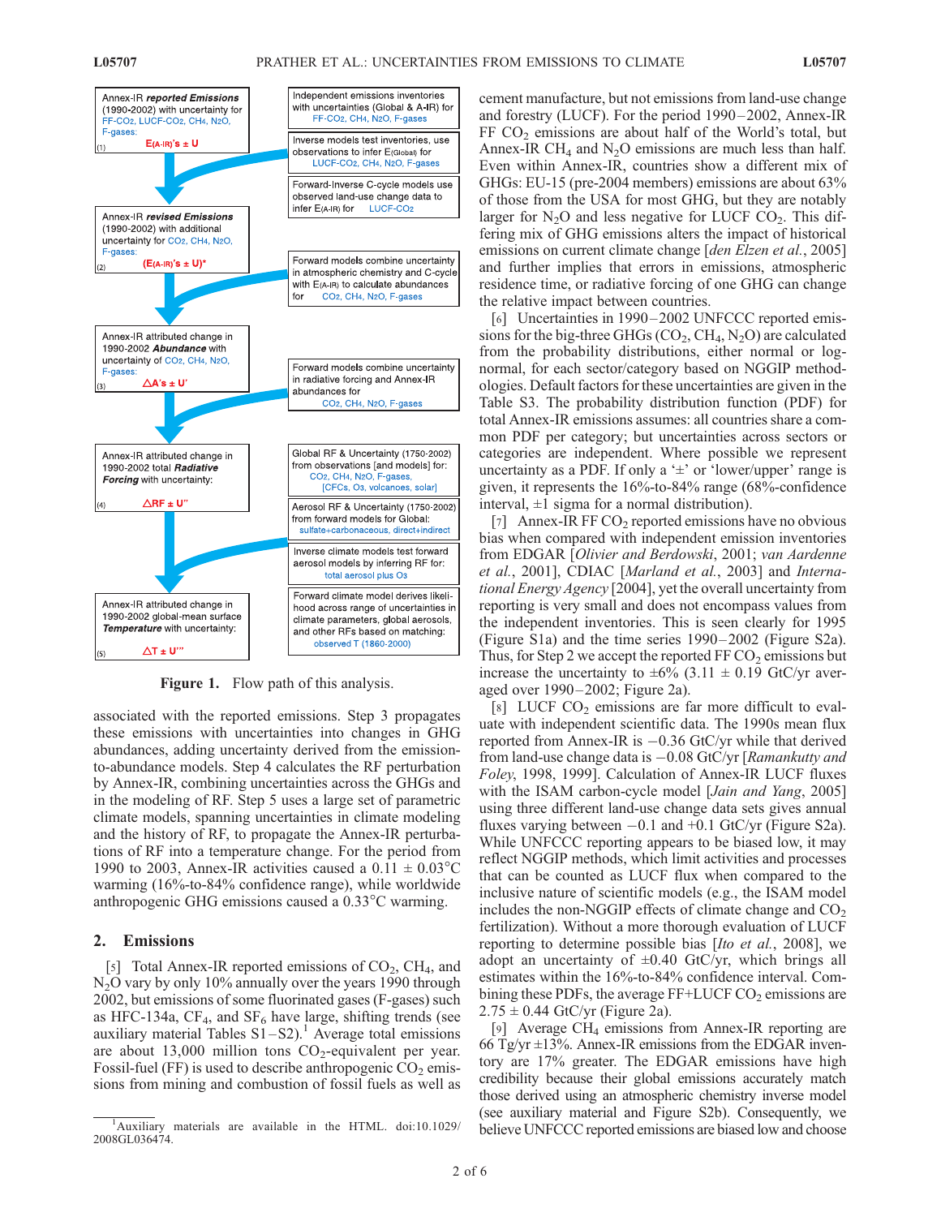**Annex-IR *reported Emissions*** (1990-2002) with uncertainty for FF-$CO_2$, LUCF-$CO_2$, $CH_4$, $N_2O$, F-gases:

(1) $E_{(A\text{-}IR)}$'s ± U

Independent emissions inventories with uncertainties (Global & A-IR) for FF-$CO_2$, $CH_4$, $N_2O$, F-gases

Inverse models test inventories, use observations to infer $E_{(Global)}$ for LUCF-$CO_2$, $CH_4$, $N_2O$, F-gases

Forward-Inverse C-cycle models use observed land-use change data to infer $E_{(A\text{-}IR)}$ for LUCF-$CO_2$

**Annex-IR *revised Emissions*** (1990-2002) with additional uncertainty for $CO_2$, $CH_4$, $N_2O$, F-gases:

(2) $(E_{(A\text{-}IR)}$'s ± U)*

Forward models combine uncertainty in atmospheric chemistry and C-cycle with $E_{(A\text{-}IR)}$ to calculate abundances for $CO_2$, $CH_4$, $N_2O$, F-gases

Annex-IR attributed change in 1990-2002 ***Abundance*** with uncertainty of $CO_2$, $CH_4$, $N_2O$, F-gases:

(3) $\Delta$A's ± U'

Forward models combine uncertainty in radiative forcing and Annex-IR abundances for $CO_2$, $CH_4$, $N_2O$, F-gases

Annex-IR attributed change in 1990-2002 total ***Radiative Forcing*** with uncertainty:

(4) $\Delta$RF ± U"

Global RF & Uncertainty (1750-2002) from observations [and models] for: $CO_2$, $CH_4$, $N_2O$, F-gases, [CFCs, $O_3$, volcanoes, solar]

Aerosol RF & Uncertainty (1750-2002) from forward models for Global: sulfate+carbonaceous, direct+indirect

Inverse climate models test forward aerosol models by inferring RF for: total aerosol plus $O_3$

Annex-IR attributed change in 1990-2002 global-mean surface ***Temperature*** with uncertainty:

(5) $\Delta$T ± U'''

Forward climate model derives likelihood across range of uncertainties in climate parameters, global aerosols, and other RFs based on matching: observed T (1860-2000)

**Figure 1.** Flow path of this analysis.

associated with the reported emissions. Step 3 propagates these emissions with uncertainties into changes in GHG abundances, adding uncertainty derived from the emission-to-abundance models. Step 4 calculates the RF perturbation by Annex-IR, combining uncertainties across the GHGs and in the modeling of RF. Step 5 uses a large set of parametric climate models, spanning uncertainties in climate modeling and the history of RF, to propagate the Annex-IR perturbations of RF into a temperature change. For the period from 1990 to 2003, Annex-IR activities caused a 0.11 ± 0.03°C warming (16%-to-84% confidence range), while worldwide anthropogenic GHG emissions caused a 0.33°C warming.

## 2. Emissions

[5] Total Annex-IR reported emissions of $CO_2$, $CH_4$, and $N_2O$ vary by only 10% annually over the years 1990 through 2002, but emissions of some fluorinated gases (F-gases) such as HFC-134a, $CF_4$, and $SF_6$ have large, shifting trends (see auxiliary material Tables S1–S2).[1] Average total emissions are about 13,000 million tons $CO_2$-equivalent per year. Fossil-fuel (FF) is used to describe anthropogenic $CO_2$ emissions from mining and combustion of fossil fuels as well as cement manufacture, but not emissions from land-use change and forestry (LUCF). For the period 1990–2002, Annex-IR FF $CO_2$ emissions are about half of the World's total, but Annex-IR $CH_4$ and $N_2O$ emissions are much less than half. Even within Annex-IR, countries show a different mix of GHGs: EU-15 (pre-2004 members) emissions are about 63% of those from the USA for most GHG, but they are notably larger for $N_2O$ and less negative for LUCF $CO_2$. This differing mix of GHG emissions alters the impact of historical emissions on current climate change [*den Elzen et al.*, 2005] and further implies that errors in emissions, atmospheric residence time, or radiative forcing of one GHG can change the relative impact between countries.

[6] Uncertainties in 1990–2002 UNFCCC reported emissions for the big-three GHGs ($CO_2$, $CH_4$, $N_2O$) are calculated from the probability distributions, either normal or log-normal, for each sector/category based on NGGIP methodologies. Default factors for these uncertainties are given in the Table S3. The probability distribution function (PDF) for total Annex-IR emissions assumes: all countries share a common PDF per category; but uncertainties across sectors or categories are independent. Where possible we represent uncertainty as a PDF. If only a '±' or 'lower/upper' range is given, it represents the 16%-to-84% range (68%-confidence interval, ±1 sigma for a normal distribution).

[7] Annex-IR FF $CO_2$ reported emissions have no obvious bias when compared with independent emission inventories from EDGAR [*Olivier and Berdowski*, 2001; *van Aardenne et al.*, 2001], CDIAC [*Marland et al.*, 2003] and *International Energy Agency* [2004], yet the overall uncertainty from reporting is very small and does not encompass values from the independent inventories. This is seen clearly for 1995 (Figure S1a) and the time series 1990–2002 (Figure S2a). Thus, for Step 2 we accept the reported FF $CO_2$ emissions but increase the uncertainty to ±6% (3.11 ± 0.19 GtC/yr averaged over 1990–2002; Figure 2a).

[8] LUCF $CO_2$ emissions are far more difficult to evaluate with independent scientific data. The 1990s mean flux reported from Annex-IR is −0.36 GtC/yr while that derived from land-use change data is −0.08 GtC/yr [*Ramankutty and Foley*, 1998, 1999]. Calculation of Annex-IR LUCF fluxes with the ISAM carbon-cycle model [*Jain and Yang*, 2005] using three different land-use change data sets gives annual fluxes varying between −0.1 and +0.1 GtC/yr (Figure S2a). While UNFCCC reporting appears to be biased low, it may reflect NGGIP methods, which limit activities and processes that can be counted as LUCF flux when compared to the inclusive nature of scientific models (e.g., the ISAM model includes the non-NGGIP effects of climate change and $CO_2$ fertilization). Without a more thorough evaluation of LUCF reporting to determine possible bias [*Ito et al.*, 2008], we adopt an uncertainty of ±0.40 GtC/yr, which brings all estimates within the 16%-to-84% confidence interval. Combining these PDFs, the average FF+LUCF $CO_2$ emissions are 2.75 ± 0.44 GtC/yr (Figure 2a).

[9] Average $CH_4$ emissions from Annex-IR reporting are 66 Tg/yr ±13%. Annex-IR emissions from the EDGAR inventory are 17% greater. The EDGAR emissions have high credibility because their global emissions accurately match those derived using an atmospheric chemistry inverse model (see auxiliary material and Figure S2b). Consequently, we believe UNFCCC reported emissions are biased low and choose

[1] Auxiliary materials are available in the HTML. doi:10.1029/2008GL036474.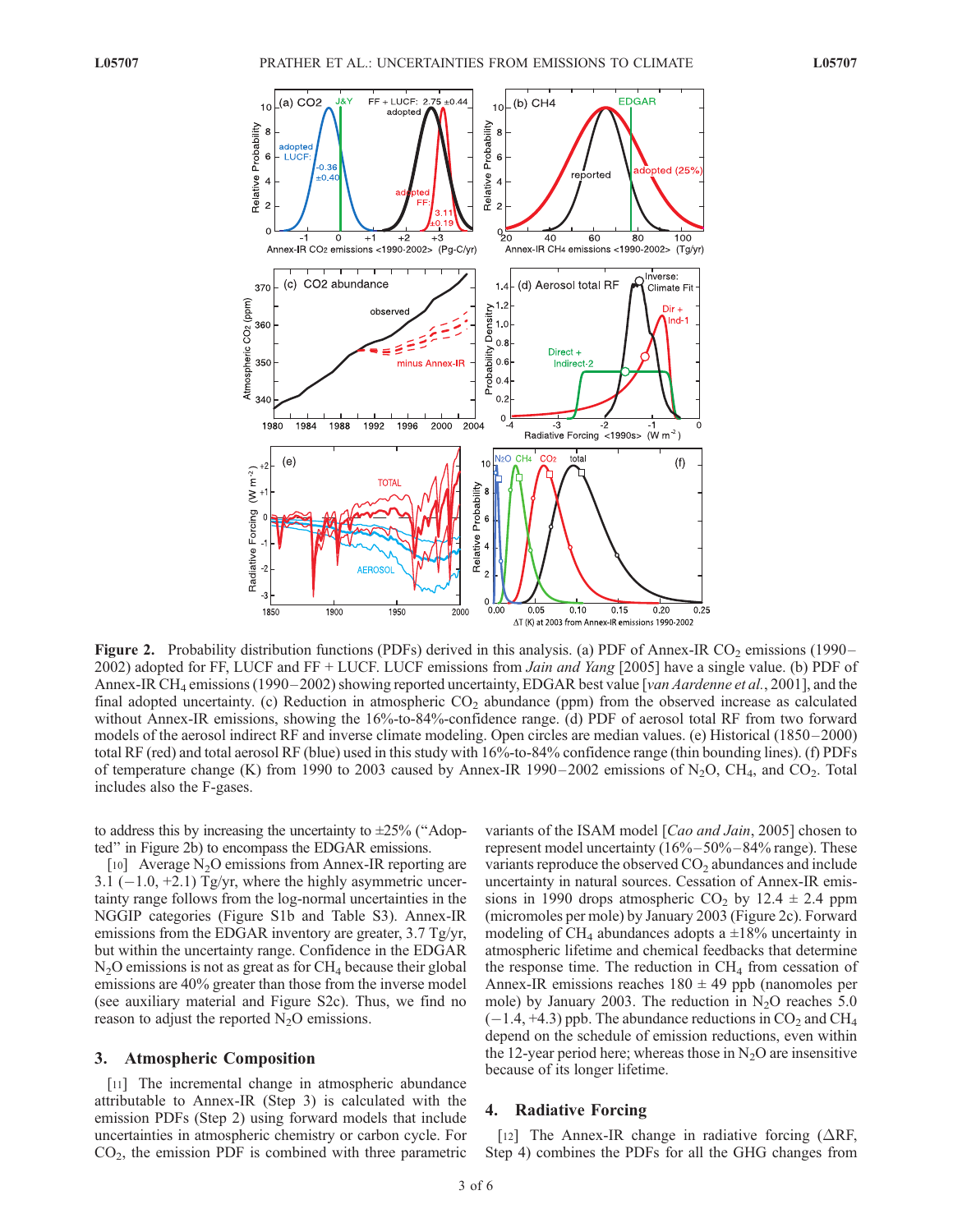**Figure 2.** Probability distribution functions (PDFs) derived in this analysis. (a) PDF of Annex-IR $CO_2$ emissions (1990–2002) adopted for FF, LUCF and FF + LUCF. LUCF emissions from *Jain and Yang* [2005] have a single value. (b) PDF of Annex-IR $CH_4$ emissions (1990–2002) showing reported uncertainty, EDGAR best value [*van Aardenne et al.*, 2001], and the final adopted uncertainty. (c) Reduction in atmospheric $CO_2$ abundance (ppm) from the observed increase as calculated without Annex-IR emissions, showing the 16%-to-84%-confidence range. (d) PDF of aerosol total RF from two forward models of the aerosol indirect RF and inverse climate modeling. Open circles are median values. (e) Historical (1850–2000) total RF (red) and total aerosol RF (blue) used in this study with 16%-to-84% confidence range (thin bounding lines). (f) PDFs of temperature change (K) from 1990 to 2003 caused by Annex-IR 1990–2002 emissions of $N_2O$, $CH_4$, and $CO_2$. Total includes also the F-gases.

to address this by increasing the uncertainty to ±25% ("Adopted" in Figure 2b) to encompass the EDGAR emissions.

[10] Average $N_2O$ emissions from Annex-IR reporting are 3.1 (−1.0, +2.1) Tg/yr, where the highly asymmetric uncertainty range follows from the log-normal uncertainties in the NGGIP categories (Figure S1b and Table S3). Annex-IR emissions from the EDGAR inventory are greater, 3.7 Tg/yr, but within the uncertainty range. Confidence in the EDGAR $N_2O$ emissions is not as great as for $CH_4$ because their global emissions are 40% greater than those from the inverse model (see auxiliary material and Figure S2c). Thus, we find no reason to adjust the reported $N_2O$ emissions.

## 3. Atmospheric Composition

[11] The incremental change in atmospheric abundance attributable to Annex-IR (Step 3) is calculated with the emission PDFs (Step 2) using forward models that include uncertainties in atmospheric chemistry or carbon cycle. For $CO_2$, the emission PDF is combined with three parametric variants of the ISAM model [*Cao and Jain*, 2005] chosen to represent model uncertainty (16%–50%–84% range). These variants reproduce the observed $CO_2$ abundances and include uncertainty in natural sources. Cessation of Annex-IR emissions in 1990 drops atmospheric $CO_2$ by 12.4 ± 2.4 ppm (micromoles per mole) by January 2003 (Figure 2c). Forward modeling of $CH_4$ abundances adopts a ±18% uncertainty in atmospheric lifetime and chemical feedbacks that determine the response time. The reduction in $CH_4$ from cessation of Annex-IR emissions reaches 180 ± 49 ppb (nanomoles per mole) by January 2003. The reduction in $N_2O$ reaches 5.0 (−1.4, +4.3) ppb. The abundance reductions in $CO_2$ and $CH_4$ depend on the schedule of emission reductions, even within the 12-year period here; whereas those in $N_2O$ are insensitive because of its longer lifetime.

## 4. Radiative Forcing

[12] The Annex-IR change in radiative forcing (ΔRF, Step 4) combines the PDFs for all the GHG changes from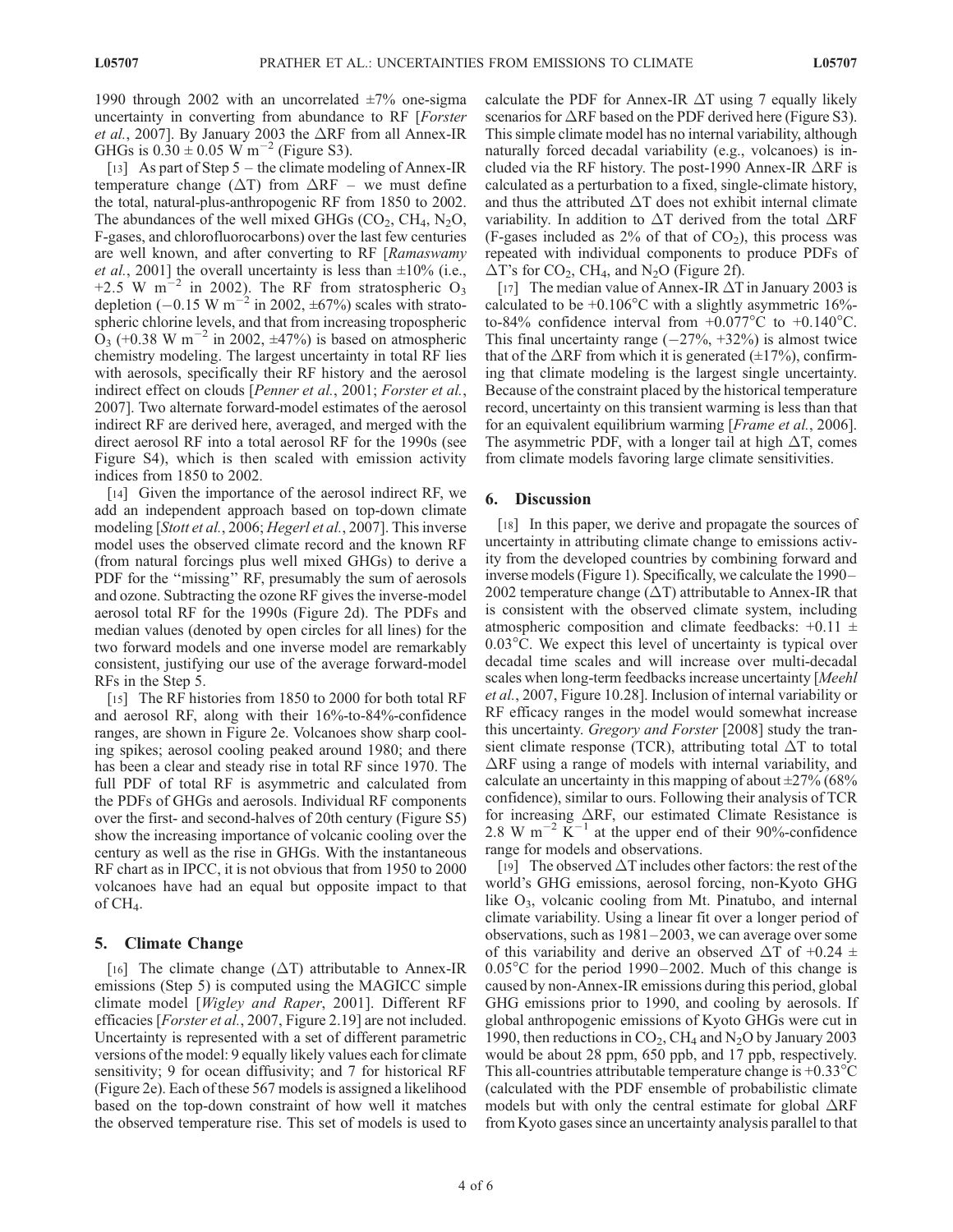1990 through 2002 with an uncorrelated ±7% one-sigma uncertainty in converting from abundance to RF [*Forster et al.*, 2007]. By January 2003 the ΔRF from all Annex-IR GHGs is $0.30 \pm 0.05$ W $m^{-2}$ (Figure S3).

[13] As part of Step 5 – the climate modeling of Annex-IR temperature change (ΔT) from ΔRF – we must define the total, natural-plus-anthropogenic RF from 1850 to 2002. The abundances of the well mixed GHGs ($CO_2$, $CH_4$, $N_2O$, F-gases, and chlorofluorocarbons) over the last few centuries are well known, and after converting to RF [*Ramaswamy et al.*, 2001] the overall uncertainty is less than ±10% (i.e., +2.5 W $m^{-2}$ in 2002). The RF from stratospheric $O_3$ depletion (−0.15 W $m^{-2}$ in 2002, ±67%) scales with stratospheric chlorine levels, and that from increasing tropospheric $O_3$ (+0.38 W $m^{-2}$ in 2002, ±47%) is based on atmospheric chemistry modeling. The largest uncertainty in total RF lies with aerosols, specifically their RF history and the aerosol indirect effect on clouds [*Penner et al.*, 2001; *Forster et al.*, 2007]. Two alternate forward-model estimates of the aerosol indirect RF are derived here, averaged, and merged with the direct aerosol RF into a total aerosol RF for the 1990s (see Figure S4), which is then scaled with emission activity indices from 1850 to 2002.

[14] Given the importance of the aerosol indirect RF, we add an independent approach based on top-down climate modeling [*Stott et al.*, 2006; *Hegerl et al.*, 2007]. This inverse model uses the observed climate record and the known RF (from natural forcings plus well mixed GHGs) to derive a PDF for the "missing" RF, presumably the sum of aerosols and ozone. Subtracting the ozone RF gives the inverse-model aerosol total RF for the 1990s (Figure 2d). The PDFs and median values (denoted by open circles for all lines) for the two forward models and one inverse model are remarkably consistent, justifying our use of the average forward-model RFs in the Step 5.

[15] The RF histories from 1850 to 2000 for both total RF and aerosol RF, along with their 16%-to-84%-confidence ranges, are shown in Figure 2e. Volcanoes show sharp cooling spikes; aerosol cooling peaked around 1980; and there has been a clear and steady rise in total RF since 1970. The full PDF of total RF is asymmetric and calculated from the PDFs of GHGs and aerosols. Individual RF components over the first- and second-halves of 20th century (Figure S5) show the increasing importance of volcanic cooling over the century as well as the rise in GHGs. With the instantaneous RF chart as in IPCC, it is not obvious that from 1950 to 2000 volcanoes have had an equal but opposite impact to that of $CH_4$.

## 5. Climate Change

[16] The climate change (ΔT) attributable to Annex-IR emissions (Step 5) is computed using the MAGICC simple climate model [*Wigley and Raper*, 2001]. Different RF efficacies [*Forster et al.*, 2007, Figure 2.19] are not included. Uncertainty is represented with a set of different parametric versions of the model: 9 equally likely values each for climate sensitivity; 9 for ocean diffusivity; and 7 for historical RF (Figure 2e). Each of these 567 models is assigned a likelihood based on the top-down constraint of how well it matches the observed temperature rise. This set of models is used to calculate the PDF for Annex-IR ΔT using 7 equally likely scenarios for ΔRF based on the PDF derived here (Figure S3). This simple climate model has no internal variability, although naturally forced decadal variability (e.g., volcanoes) is included via the RF history. The post-1990 Annex-IR ΔRF is calculated as a perturbation to a fixed, single-climate history, and thus the attributed ΔT does not exhibit internal climate variability. In addition to ΔT derived from the total ΔRF (F-gases included as 2% of that of $CO_2$), this process was repeated with individual components to produce PDFs of ΔT's for $CO_2$, $CH_4$, and $N_2O$ (Figure 2f).

[17] The median value of Annex-IR ΔT in January 2003 is calculated to be +0.106°C with a slightly asymmetric 16%-to-84% confidence interval from +0.077°C to +0.140°C. This final uncertainty range (−27%, +32%) is almost twice that of the ΔRF from which it is generated (±17%), confirming that climate modeling is the largest single uncertainty. Because of the constraint placed by the historical temperature record, uncertainty on this transient warming is less than that for an equivalent equilibrium warming [*Frame et al.*, 2006]. The asymmetric PDF, with a longer tail at high ΔT, comes from climate models favoring large climate sensitivities.

## 6. Discussion

[18] In this paper, we derive and propagate the sources of uncertainty in attributing climate change to emissions activity from the developed countries by combining forward and inverse models (Figure 1). Specifically, we calculate the 1990–2002 temperature change (ΔT) attributable to Annex-IR that is consistent with the observed climate system, including atmospheric composition and climate feedbacks: +0.11 ± 0.03°C. We expect this level of uncertainty is typical over decadal time scales and will increase over multi-decadal scales when long-term feedbacks increase uncertainty [*Meehl et al.*, 2007, Figure 10.28]. Inclusion of internal variability or RF efficacy ranges in the model would somewhat increase this uncertainty. *Gregory and Forster* [2008] study the transient climate response (TCR), attributing total ΔT to total ΔRF using a range of models with internal variability, and calculate an uncertainty in this mapping of about ±27% (68% confidence), similar to ours. Following their analysis of TCR for increasing ΔRF, our estimated Climate Resistance is 2.8 W $m^{-2}$ $K^{-1}$ at the upper end of their 90%-confidence range for models and observations.

[19] The observed ΔT includes other factors: the rest of the world's GHG emissions, aerosol forcing, non-Kyoto GHG like $O_3$, volcanic cooling from Mt. Pinatubo, and internal climate variability. Using a linear fit over a longer period of observations, such as 1981–2003, we can average over some of this variability and derive an observed ΔT of +0.24 ± 0.05°C for the period 1990–2002. Much of this change is caused by non-Annex-IR emissions during this period, global GHG emissions prior to 1990, and cooling by aerosols. If global anthropogenic emissions of Kyoto GHGs were cut in 1990, then reductions in $CO_2$, $CH_4$ and $N_2O$ by January 2003 would be about 28 ppm, 650 ppb, and 17 ppb, respectively. This all-countries attributable temperature change is +0.33°C (calculated with the PDF ensemble of probabilistic climate models but with only the central estimate for global ΔRF from Kyoto gases since an uncertainty analysis parallel to that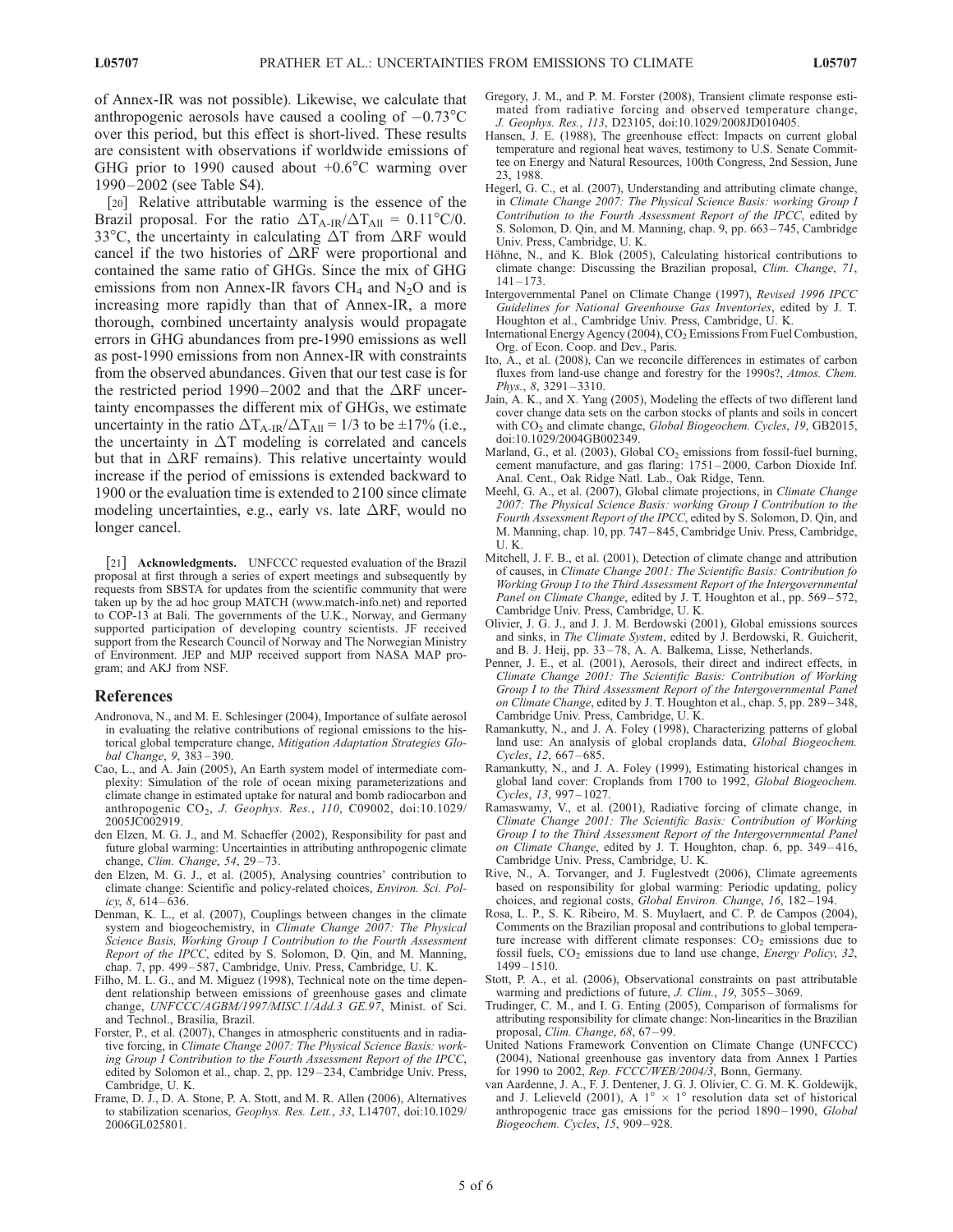of Annex-IR was not possible). Likewise, we calculate that anthropogenic aerosols have caused a cooling of −0.73°C over this period, but this effect is short-lived. These results are consistent with observations if worldwide emissions of GHG prior to 1990 caused about +0.6°C warming over 1990–2002 (see Table S4).

[20] Relative attributable warming is the essence of the Brazil proposal. For the ratio $\Delta T_{A\text{-}IR}/\Delta T_{All}$ = 0.11°C/0.33°C, the uncertainty in calculating $\Delta T$ from $\Delta RF$ would cancel if the two histories of $\Delta RF$ were proportional and contained the same ratio of GHGs. Since the mix of GHG emissions from non Annex-IR favors $CH_4$ and $N_2O$ and is increasing more rapidly than that of Annex-IR, a more thorough, combined uncertainty analysis would propagate errors in GHG abundances from pre-1990 emissions as well as post-1990 emissions from non Annex-IR with constraints from the observed abundances. Given that our test case is for the restricted period 1990–2002 and that the $\Delta RF$ uncertainty encompasses the different mix of GHGs, we estimate uncertainty in the ratio $\Delta T_{A\text{-}IR}/\Delta T_{All}$ = 1/3 to be ±17% (i.e., the uncertainty in $\Delta T$ modeling is correlated and cancels but that in $\Delta RF$ remains). This relative uncertainty would increase if the period of emissions is extended backward to 1900 or the evaluation time is extended to 2100 since climate modeling uncertainties, e.g., early vs. late $\Delta RF$, would no longer cancel.

[21] **Acknowledgments.** UNFCCC requested evaluation of the Brazil proposal at first through a series of expert meetings and subsequently by requests from SBSTA for updates from the scientific community that were taken up by the ad hoc group MATCH (www.match-info.net) and reported to COP-13 at Bali. The governments of the U.K., Norway, and Germany supported participation of developing country scientists. JF received support from the Research Council of Norway and The Norwegian Ministry of Environment. JEP and MJP received support from NASA MAP program; and AKJ from NSF.

## References

Andronova, N., and M. E. Schlesinger (2004), Importance of sulfate aerosol in evaluating the relative contributions of regional emissions to the historical global temperature change, *Mitigation Adaptation Strategies Global Change*, *9*, 383–390.

Cao, L., and A. Jain (2005), An Earth system model of intermediate complexity: Simulation of the role of ocean mixing parameterizations and climate change in estimated uptake for natural and bomb radiocarbon and anthropogenic $CO_2$, *J. Geophys. Res.*, *110*, C09002, doi:10.1029/2005JC002919.

den Elzen, M. G. J., and M. Schaeffer (2002), Responsibility for past and future global warming: Uncertainties in attributing anthropogenic climate change, *Clim. Change*, *54*, 29–73.

den Elzen, M. G. J., et al. (2005), Analysing countries' contribution to climate change: Scientific and policy-related choices, *Environ. Sci. Policy*, *8*, 614–636.

Denman, K. L., et al. (2007), Couplings between changes in the climate system and biogeochemistry, in *Climate Change 2007: The Physical Science Basis, Working Group I Contribution to the Fourth Assessment Report of the IPCC*, edited by S. Solomon, D. Qin, and M. Manning, chap. 7, pp. 499–587, Cambridge, Univ. Press, Cambridge, U. K.

Filho, M. L. G., and M. Miguez (1998), Technical note on the time dependent relationship between emissions of greenhouse gases and climate change, *UNFCCC/AGBM/1997/MISC.1/Add.3 GE.97*, Minist. of Sci. and Technol., Brasilia, Brazil.

Forster, P., et al. (2007), Changes in atmospheric constituents and in radiative forcing, in *Climate Change 2007: The Physical Science Basis: working Group I Contribution to the Fourth Assessment Report of the IPCC*, edited by Solomon et al., chap. 2, pp. 129–234, Cambridge Univ. Press, Cambridge, U. K.

Frame, D. J., D. A. Stone, P. A. Stott, and M. R. Allen (2006), Alternatives to stabilization scenarios, *Geophys. Res. Lett.*, *33*, L14707, doi:10.1029/2006GL025801.

Gregory, J. M., and P. M. Forster (2008), Transient climate response estimated from radiative forcing and observed temperature change, *J. Geophys. Res.*, *113*, D23105, doi:10.1029/2008JD010405.

Hansen, J. E. (1988), The greenhouse effect: Impacts on current global temperature and regional heat waves, testimony to U.S. Senate Committee on Energy and Natural Resources, 100th Congress, 2nd Session, June 23, 1988.

Hegerl, G. C., et al. (2007), Understanding and attributing climate change, in *Climate Change 2007: The Physical Science Basis: working Group I Contribution to the Fourth Assessment Report of the IPCC*, edited by S. Solomon, D. Qin, and M. Manning, chap. 9, pp. 663–745, Cambridge Univ. Press, Cambridge, U. K.

Höhne, N., and K. Blok (2005), Calculating historical contributions to climate change: Discussing the Brazilian proposal, *Clim. Change*, *71*, 141–173.

Intergovernmental Panel on Climate Change (1997), *Revised 1996 IPCC Guidelines for National Greenhouse Gas Inventories*, edited by J. T. Houghton et al., Cambridge Univ. Press, Cambridge, U. K.

International Energy Agency (2004), $CO_2$ Emissions From Fuel Combustion, Org. of Econ. Coop. and Dev., Paris.

Ito, A., et al. (2008), Can we reconcile differences in estimates of carbon fluxes from land-use change and forestry for the 1990s?, *Atmos. Chem. Phys.*, *8*, 3291–3310.

Jain, A. K., and X. Yang (2005), Modeling the effects of two different land cover change data sets on the carbon stocks of plants and soils in concert with $CO_2$ and climate change, *Global Biogeochem. Cycles*, *19*, GB2015, doi:10.1029/2004GB002349.

Marland, G., et al. (2003), Global $CO_2$ emissions from fossil-fuel burning, cement manufacture, and gas flaring: 1751–2000, Carbon Dioxide Inf. Anal. Cent., Oak Ridge Natl. Lab., Oak Ridge, Tenn.

Meehl, G. A., et al. (2007), Global climate projections, in *Climate Change 2007: The Physical Science Basis: working Group I Contribution to the Fourth Assessment Report of the IPCC*, edited by S. Solomon, D. Qin, and M. Manning, chap. 10, pp. 747–845, Cambridge Univ. Press, Cambridge, U. K.

Mitchell, J. F. B., et al. (2001), Detection of climate change and attribution of causes, in *Climate Change 2001: The Scientific Basis: Contribution fo Working Group I to the Third Assessment Report of the Intergovernmental Panel on Climate Change*, edited by J. T. Houghton et al., pp. 569–572, Cambridge Univ. Press, Cambridge, U. K.

Olivier, J. G. J., and J. J. M. Berdowski (2001), Global emissions sources and sinks, in *The Climate System*, edited by J. Berdowski, R. Guicherit, and B. J. Heij, pp. 33–78, A. A. Balkema, Lisse, Netherlands.

Penner, J. E., et al. (2001), Aerosols, their direct and indirect effects, in *Climate Change 2001: The Scientific Basis: Contribution of Working Group I to the Third Assessment Report of the Intergovernmental Panel on Climate Change*, edited by J. T. Houghton et al., chap. 5, pp. 289–348, Cambridge Univ. Press, Cambridge, U. K.

Ramankutty, N., and J. A. Foley (1998), Characterizing patterns of global land use: An analysis of global croplands data, *Global Biogeochem. Cycles*, *12*, 667–685.

Ramankutty, N., and J. A. Foley (1999), Estimating historical changes in global land cover: Croplands from 1700 to 1992, *Global Biogeochem. Cycles*, *13*, 997–1027.

Ramaswamy, V., et al. (2001), Radiative forcing of climate change, in *Climate Change 2001: The Scientific Basis: Contribution of Working Group I to the Third Assessment Report of the Intergovernmental Panel on Climate Change*, edited by J. T. Houghton, chap. 6, pp. 349–416, Cambridge Univ. Press, Cambridge, U. K.

Rive, N., A. Torvanger, and J. Fuglestvedt (2006), Climate agreements based on responsibility for global warming: Periodic updating, policy choices, and regional costs, *Global Environ. Change*, *16*, 182–194.

Rosa, L. P., S. K. Ribeiro, M. S. Muylaert, and C. P. de Campos (2004), Comments on the Brazilian proposal and contributions to global temperature increase with different climate responses: $CO_2$ emissions due to fossil fuels, $CO_2$ emissions due to land use change, *Energy Policy*, *32*, 1499–1510.

Stott, P. A., et al. (2006), Observational constraints on past attributable warming and predictions of future, *J. Clim.*, *19*, 3055–3069.

Trudinger, C. M., and I. G. Enting (2005), Comparison of formalisms for attributing responsibility for climate change: Non-linearities in the Brazilian proposal, *Clim. Change*, *68*, 67–99.

United Nations Framework Convention on Climate Change (UNFCCC) (2004), National greenhouse gas inventory data from Annex I Parties for 1990 to 2002, *Rep. FCCC/WEB/2004/3*, Bonn, Germany.

van Aardenne, J. A., F. J. Dentener, J. G. J. Olivier, C. G. M. K. Goldewijk, and J. Lelieveld (2001), A 1° × 1° resolution data set of historical anthropogenic trace gas emissions for the period 1890–1990, *Global Biogeochem. Cycles*, *15*, 909–928.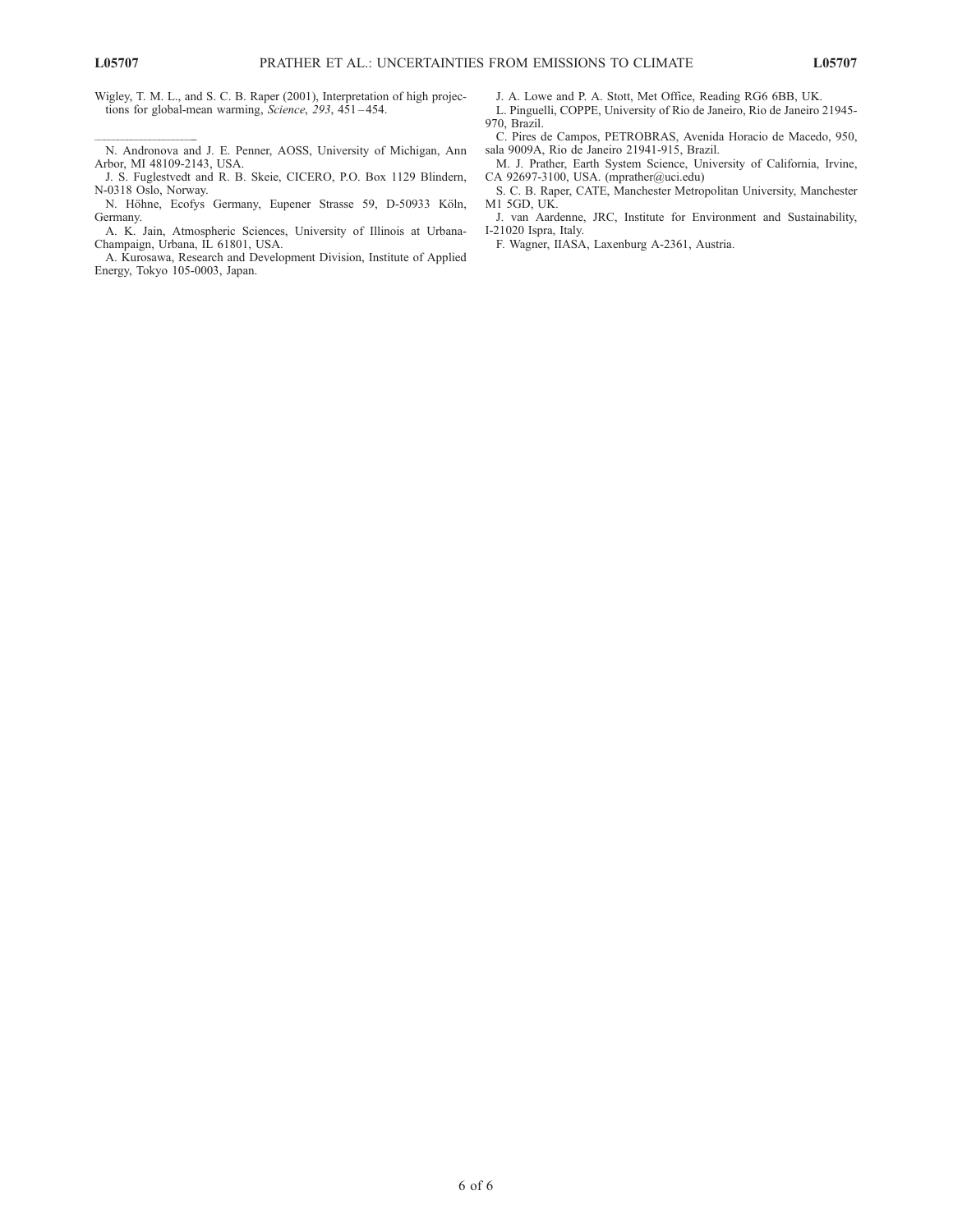Wigley, T. M. L., and S. C. B. Raper (2001), Interpretation of high projections for global-mean warming, *Science*, *293*, 451–454.

---

N. Andronova and J. E. Penner, AOSS, University of Michigan, Ann Arbor, MI 48109-2143, USA.

J. S. Fuglestvedt and R. B. Skeie, CICERO, P.O. Box 1129 Blindern, N-0318 Oslo, Norway.

N. Höhne, Ecofys Germany, Eupener Strasse 59, D-50933 Köln, Germany.

A. K. Jain, Atmospheric Sciences, University of Illinois at Urbana-Champaign, Urbana, IL 61801, USA.

A. Kurosawa, Research and Development Division, Institute of Applied Energy, Tokyo 105-0003, Japan.

J. A. Lowe and P. A. Stott, Met Office, Reading RG6 6BB, UK.

L. Pinguelli, COPPE, University of Rio de Janeiro, Rio de Janeiro 21945-970, Brazil.

C. Pires de Campos, PETROBRAS, Avenida Horacio de Macedo, 950, sala 9009A, Rio de Janeiro 21941-915, Brazil.

M. J. Prather, Earth System Science, University of California, Irvine, CA 92697-3100, USA. (mprather@uci.edu)

S. C. B. Raper, CATE, Manchester Metropolitan University, Manchester M1 5GD, UK.

J. van Aardenne, JRC, Institute for Environment and Sustainability, I-21020 Ispra, Italy.

F. Wagner, IIASA, Laxenburg A-2361, Austria.